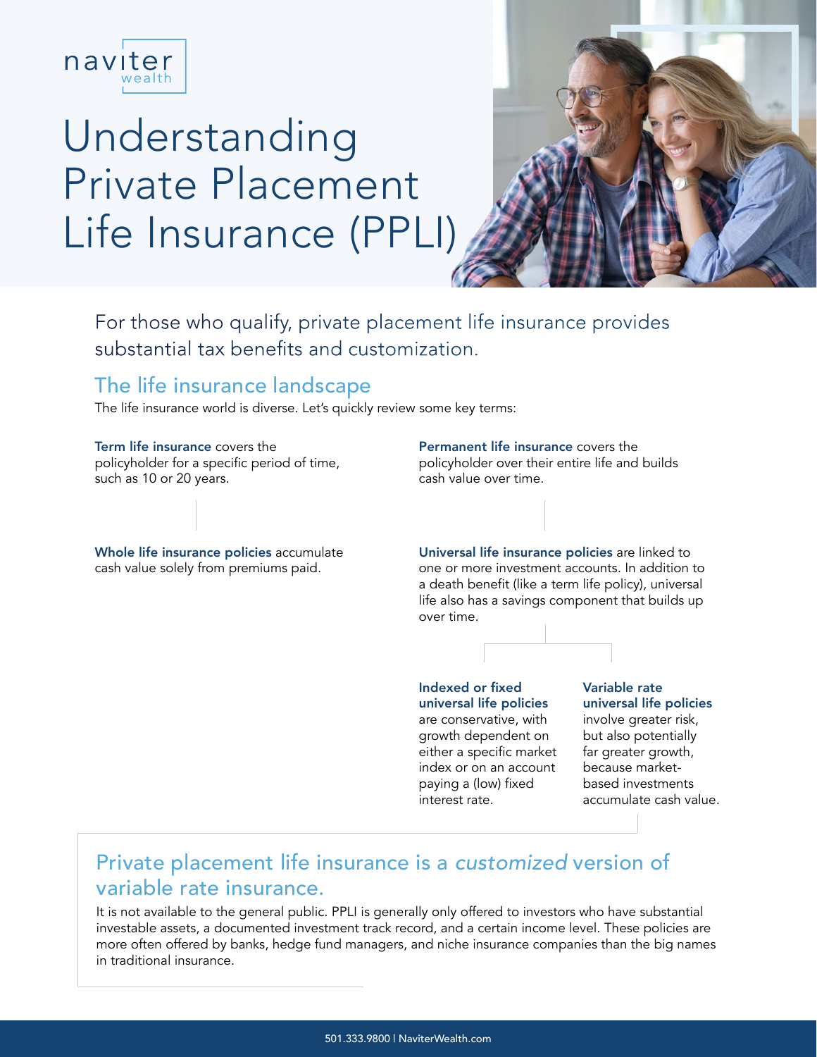naviter wealth

# Understanding Private Placement Life Insurance (PPLI)

For those who qualify, private placement life insurance provides substantial tax benefits and customization.

## The life insurance landscape

The life insurance world is diverse. Let's quickly review some key terms:

**Term life insurance** covers the policyholder for a specific period of time, such as 10 or 20 years.

**Whole life insurance policies** accumulate cash value solely from premiums paid.

**Permanent life insurance** covers the policyholder over their entire life and builds cash value over time.

**Universal life insurance policies** are linked to one or more investment accounts. In addition to a death benefit (like a term life policy), universal life also has a savings component that builds up over time.

**Indexed or fixed universal life policies** are conservative, with growth dependent on either a specific market index or on an account paying a (low) fixed interest rate.

**Variable rate universal life policies** involve greater risk, but also potentially far greater growth, because market-based investments accumulate cash value.

## Private placement life insurance is a *customized* version of variable rate insurance.

It is not available to the general public. PPLI is generally only offered to investors who have substantial investable assets, a documented investment track record, and a certain income level. These policies are more often offered by banks, hedge fund managers, and niche insurance companies than the big names in traditional insurance.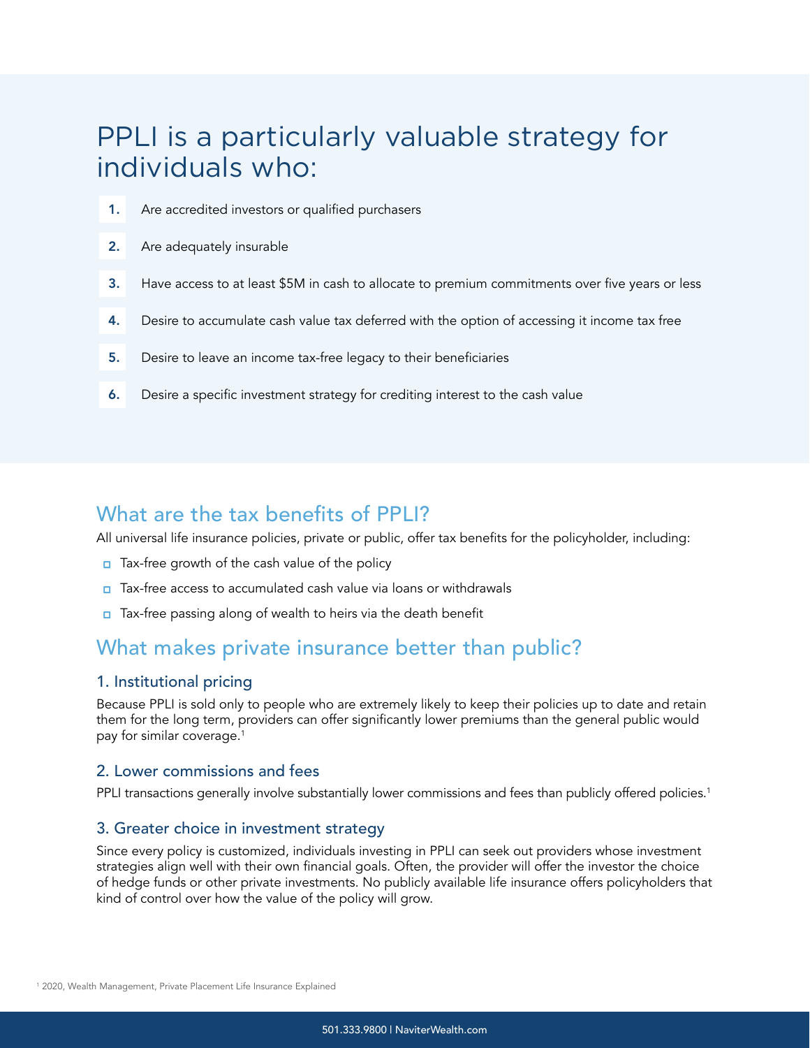## PPLI is a particularly valuable strategy for individuals who:

1. Are accredited investors or qualified purchasers
2. Are adequately insurable
3. Have access to at least $5M in cash to allocate to premium commitments over five years or less
4. Desire to accumulate cash value tax deferred with the option of accessing it income tax free
5. Desire to leave an income tax-free legacy to their beneficiaries
6. Desire a specific investment strategy for crediting interest to the cash value

## What are the tax benefits of PPLI?

All universal life insurance policies, private or public, offer tax benefits for the policyholder, including:

- Tax-free growth of the cash value of the policy
- Tax-free access to accumulated cash value via loans or withdrawals
- Tax-free passing along of wealth to heirs via the death benefit

## What makes private insurance better than public?

### 1. Institutional pricing

Because PPLI is sold only to people who are extremely likely to keep their policies up to date and retain them for the long term, providers can offer significantly lower premiums than the general public would pay for similar coverage.[1]

### 2. Lower commissions and fees

PPLI transactions generally involve substantially lower commissions and fees than publicly offered policies.[1]

### 3. Greater choice in investment strategy

Since every policy is customized, individuals investing in PPLI can seek out providers whose investment strategies align well with their own financial goals. Often, the provider will offer the investor the choice of hedge funds or other private investments. No publicly available life insurance offers policyholders that kind of control over how the value of the policy will grow.

[1] 2020, Wealth Management, Private Placement Life Insurance Explained

501.333.9800 | NaviterWealth.com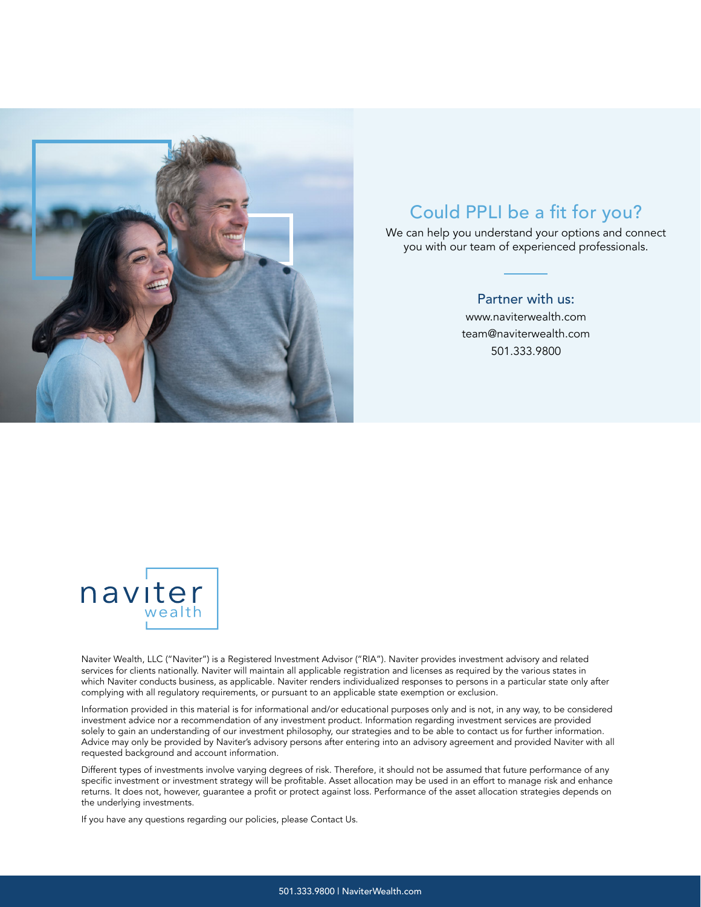## Could PPLI be a fit for you?

We can help you understand your options and connect you with our team of experienced professionals.

### Partner with us:

www.naviterwealth.com
team@naviterwealth.com
501.333.9800

naviter wealth

Naviter Wealth, LLC ("Naviter") is a Registered Investment Advisor ("RIA"). Naviter provides investment advisory and related services for clients nationally. Naviter will maintain all applicable registration and licenses as required by the various states in which Naviter conducts business, as applicable. Naviter renders individualized responses to persons in a particular state only after complying with all regulatory requirements, or pursuant to an applicable state exemption or exclusion.

Information provided in this material is for informational and/or educational purposes only and is not, in any way, to be considered investment advice nor a recommendation of any investment product. Information regarding investment services are provided solely to gain an understanding of our investment philosophy, our strategies and to be able to contact us for further information. Advice may only be provided by Naviter's advisory persons after entering into an advisory agreement and provided Naviter with all requested background and account information.

Different types of investments involve varying degrees of risk. Therefore, it should not be assumed that future performance of any specific investment or investment strategy will be profitable. Asset allocation may be used in an effort to manage risk and enhance returns. It does not, however, guarantee a profit or protect against loss. Performance of the asset allocation strategies depends on the underlying investments.

If you have any questions regarding our policies, please Contact Us.